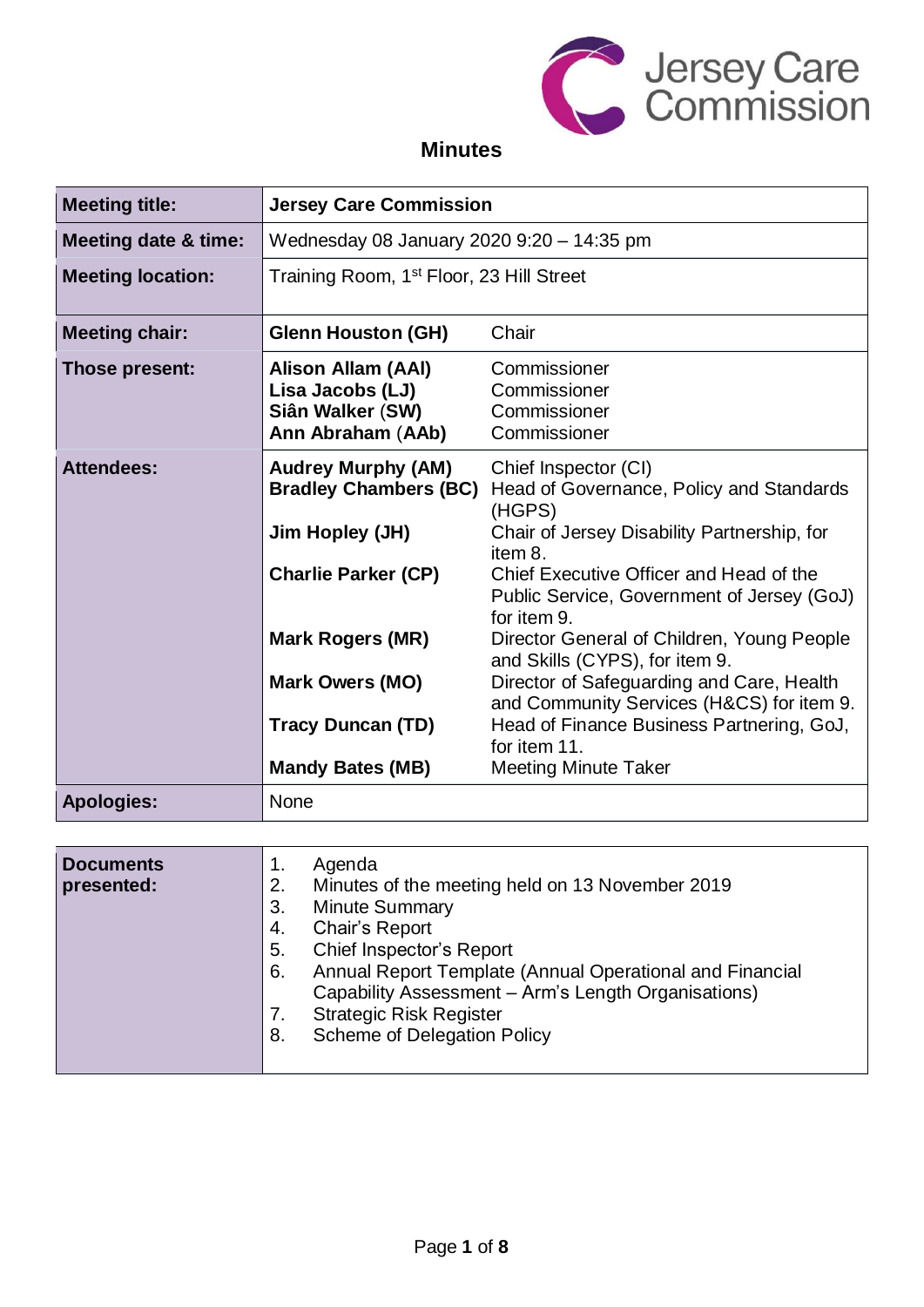# Minutes

| Meeting title: | **Jersey Care Commission** | |
|---|---|---|
| **Meeting date & time:** | Wednesday 08 January 2020 9:20 – 14:35 pm | |
| **Meeting location:** | Training Room, 1st Floor, 23 Hill Street | |
| **Meeting chair:** | **Glenn Houston (GH)** | Chair |
| **Those present:** | **Alison Allam (AAl)**<br>**Lisa Jacobs (LJ)**<br>**Siân Walker (SW)**<br>**Ann Abraham (AAb)** | Commissioner<br>Commissioner<br>Commissioner<br>Commissioner |
| **Attendees:** | **Audrey Murphy (AM)** | Chief Inspector (CI) |
| | **Bradley Chambers (BC)** | Head of Governance, Policy and Standards (HGPS) |
| | **Jim Hopley (JH)** | Chair of Jersey Disability Partnership, for item 8. |
| | **Charlie Parker (CP)** | Chief Executive Officer and Head of the Public Service, Government of Jersey (GoJ) for item 9. |
| | **Mark Rogers (MR)** | Director General of Children, Young People and Skills (CYPS), for item 9. |
| | **Mark Owers (MO)** | Director of Safeguarding and Care, Health and Community Services (H&CS) for item 9. |
| | **Tracy Duncan (TD)** | Head of Finance Business Partnering, GoJ, for item 11. |
| | **Mandy Bates (MB)** | Meeting Minute Taker |
| **Apologies:** | None | |

| Documents presented: | |
|---|---|
| | 1. Agenda<br>2. Minutes of the meeting held on 13 November 2019<br>3. Minute Summary<br>4. Chair's Report<br>5. Chief Inspector's Report<br>6. Annual Report Template (Annual Operational and Financial Capability Assessment – Arm's Length Organisations)<br>7. Strategic Risk Register<br>8. Scheme of Delegation Policy |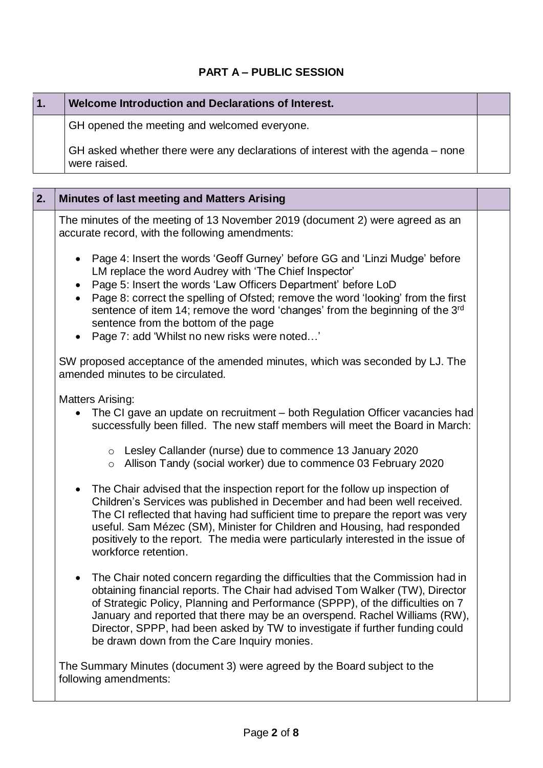## PART A – PUBLIC SESSION

| 1. | Welcome Introduction and Declarations of Interest. | |
|---|---|---|
| | GH opened the meeting and welcomed everyone.<br><br>GH asked whether there were any declarations of interest with the agenda – none were raised. | |

**2. Minutes of last meeting and Matters Arising**

The minutes of the meeting of 13 November 2019 (document 2) were agreed as an accurate record, with the following amendments:

- Page 4: Insert the words 'Geoff Gurney' before GG and 'Linzi Mudge' before LM replace the word Audrey with 'The Chief Inspector'
- Page 5: Insert the words 'Law Officers Department' before LoD
- Page 8: correct the spelling of Ofsted; remove the word 'looking' from the first sentence of item 14; remove the word 'changes' from the beginning of the 3rd sentence from the bottom of the page
- Page 7: add 'Whilst no new risks were noted…'

SW proposed acceptance of the amended minutes, which was seconded by LJ. The amended minutes to be circulated.

Matters Arising:

- The CI gave an update on recruitment – both Regulation Officer vacancies had successfully been filled. The new staff members will meet the Board in March:
    - Lesley Callander (nurse) due to commence 13 January 2020
    - Allison Tandy (social worker) due to commence 03 February 2020
- The Chair advised that the inspection report for the follow up inspection of Children's Services was published in December and had been well received. The CI reflected that having had sufficient time to prepare the report was very useful. Sam Mézec (SM), Minister for Children and Housing, had responded positively to the report. The media were particularly interested in the issue of workforce retention.
- The Chair noted concern regarding the difficulties that the Commission had in obtaining financial reports. The Chair had advised Tom Walker (TW), Director of Strategic Policy, Planning and Performance (SPPP), of the difficulties on 7 January and reported that there may be an overspend. Rachel Williams (RW), Director, SPPP, had been asked by TW to investigate if further funding could be drawn down from the Care Inquiry monies.

The Summary Minutes (document 3) were agreed by the Board subject to the following amendments: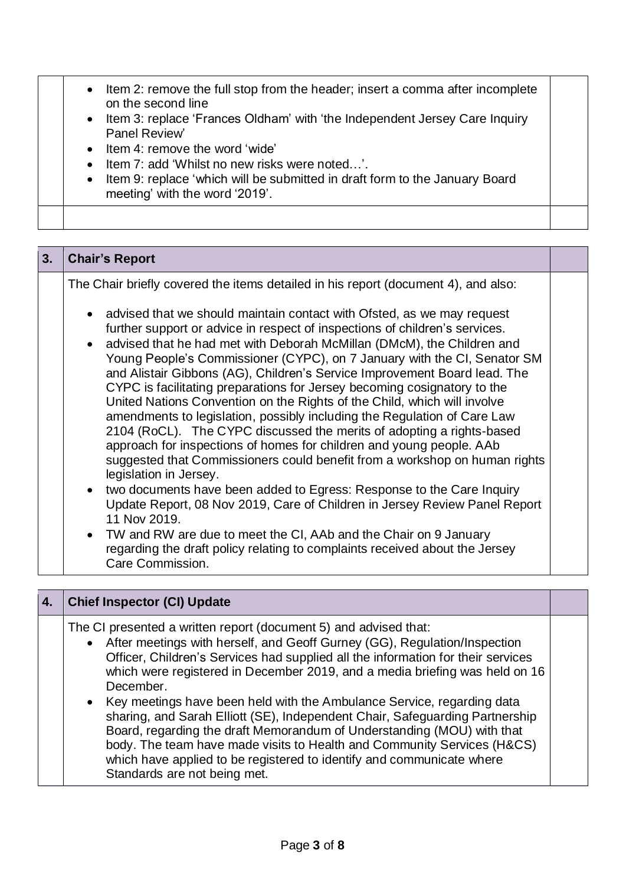- Item 2: remove the full stop from the header; insert a comma after incomplete on the second line
- Item 3: replace 'Frances Oldham' with 'the Independent Jersey Care Inquiry Panel Review'
- Item 4: remove the word 'wide'
- Item 7: add 'Whilst no new risks were noted…'.
- Item 9: replace 'which will be submitted in draft form to the January Board meeting' with the word '2019'.

## 3. Chair's Report

The Chair briefly covered the items detailed in his report (document 4), and also:

- advised that we should maintain contact with Ofsted, as we may request further support or advice in respect of inspections of children's services.
- advised that he had met with Deborah McMillan (DMcM), the Children and Young People's Commissioner (CYPC), on 7 January with the CI, Senator SM and Alistair Gibbons (AG), Children's Service Improvement Board lead. The CYPC is facilitating preparations for Jersey becoming cosignatory to the United Nations Convention on the Rights of the Child, which will involve amendments to legislation, possibly including the Regulation of Care Law 2104 (RoCL). The CYPC discussed the merits of adopting a rights-based approach for inspections of homes for children and young people. AAb suggested that Commissioners could benefit from a workshop on human rights legislation in Jersey.
- two documents have been added to Egress: Response to the Care Inquiry Update Report, 08 Nov 2019, Care of Children in Jersey Review Panel Report 11 Nov 2019.
- TW and RW are due to meet the CI, AAb and the Chair on 9 January regarding the draft policy relating to complaints received about the Jersey Care Commission.

## 4. Chief Inspector (CI) Update

The CI presented a written report (document 5) and advised that:

- After meetings with herself, and Geoff Gurney (GG), Regulation/Inspection Officer, Children's Services had supplied all the information for their services which were registered in December 2019, and a media briefing was held on 16 December.
- Key meetings have been held with the Ambulance Service, regarding data sharing, and Sarah Elliott (SE), Independent Chair, Safeguarding Partnership Board, regarding the draft Memorandum of Understanding (MOU) with that body. The team have made visits to Health and Community Services (H&CS) which have applied to be registered to identify and communicate where Standards are not being met.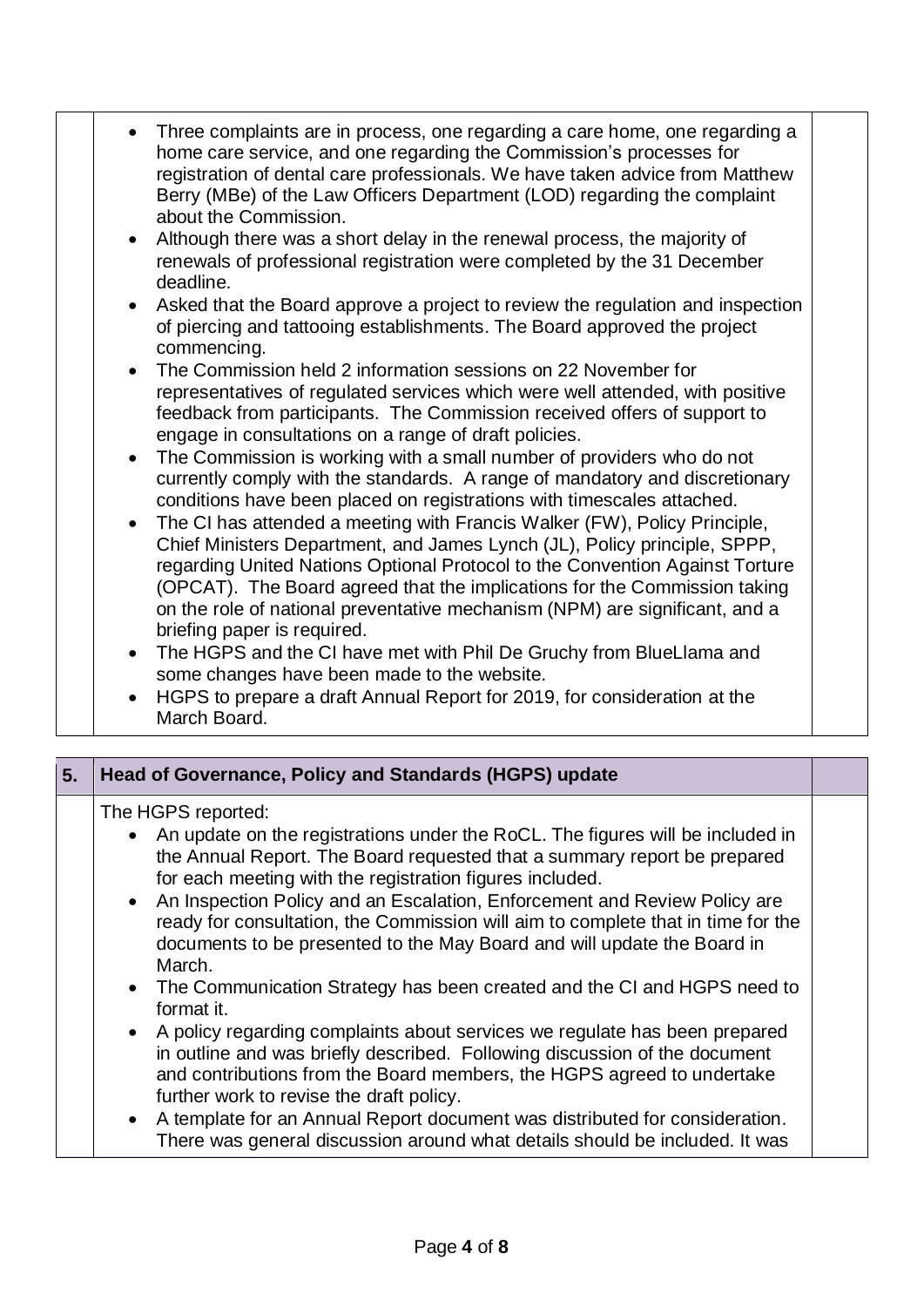- Three complaints are in process, one regarding a care home, one regarding a home care service, and one regarding the Commission's processes for registration of dental care professionals. We have taken advice from Matthew Berry (MBe) of the Law Officers Department (LOD) regarding the complaint about the Commission.
- Although there was a short delay in the renewal process, the majority of renewals of professional registration were completed by the 31 December deadline.
- Asked that the Board approve a project to review the regulation and inspection of piercing and tattooing establishments. The Board approved the project commencing.
- The Commission held 2 information sessions on 22 November for representatives of regulated services which were well attended, with positive feedback from participants. The Commission received offers of support to engage in consultations on a range of draft policies.
- The Commission is working with a small number of providers who do not currently comply with the standards. A range of mandatory and discretionary conditions have been placed on registrations with timescales attached.
- The CI has attended a meeting with Francis Walker (FW), Policy Principle, Chief Ministers Department, and James Lynch (JL), Policy principle, SPPP, regarding United Nations Optional Protocol to the Convention Against Torture (OPCAT). The Board agreed that the implications for the Commission taking on the role of national preventative mechanism (NPM) are significant, and a briefing paper is required.
- The HGPS and the CI have met with Phil De Gruchy from BlueLlama and some changes have been made to the website.
- HGPS to prepare a draft Annual Report for 2019, for consideration at the March Board.

## 5. Head of Governance, Policy and Standards (HGPS) update

The HGPS reported:

- An update on the registrations under the RoCL. The figures will be included in the Annual Report. The Board requested that a summary report be prepared for each meeting with the registration figures included.
- An Inspection Policy and an Escalation, Enforcement and Review Policy are ready for consultation, the Commission will aim to complete that in time for the documents to be presented to the May Board and will update the Board in March.
- The Communication Strategy has been created and the CI and HGPS need to format it.
- A policy regarding complaints about services we regulate has been prepared in outline and was briefly described. Following discussion of the document and contributions from the Board members, the HGPS agreed to undertake further work to revise the draft policy.
- A template for an Annual Report document was distributed for consideration. There was general discussion around what details should be included. It was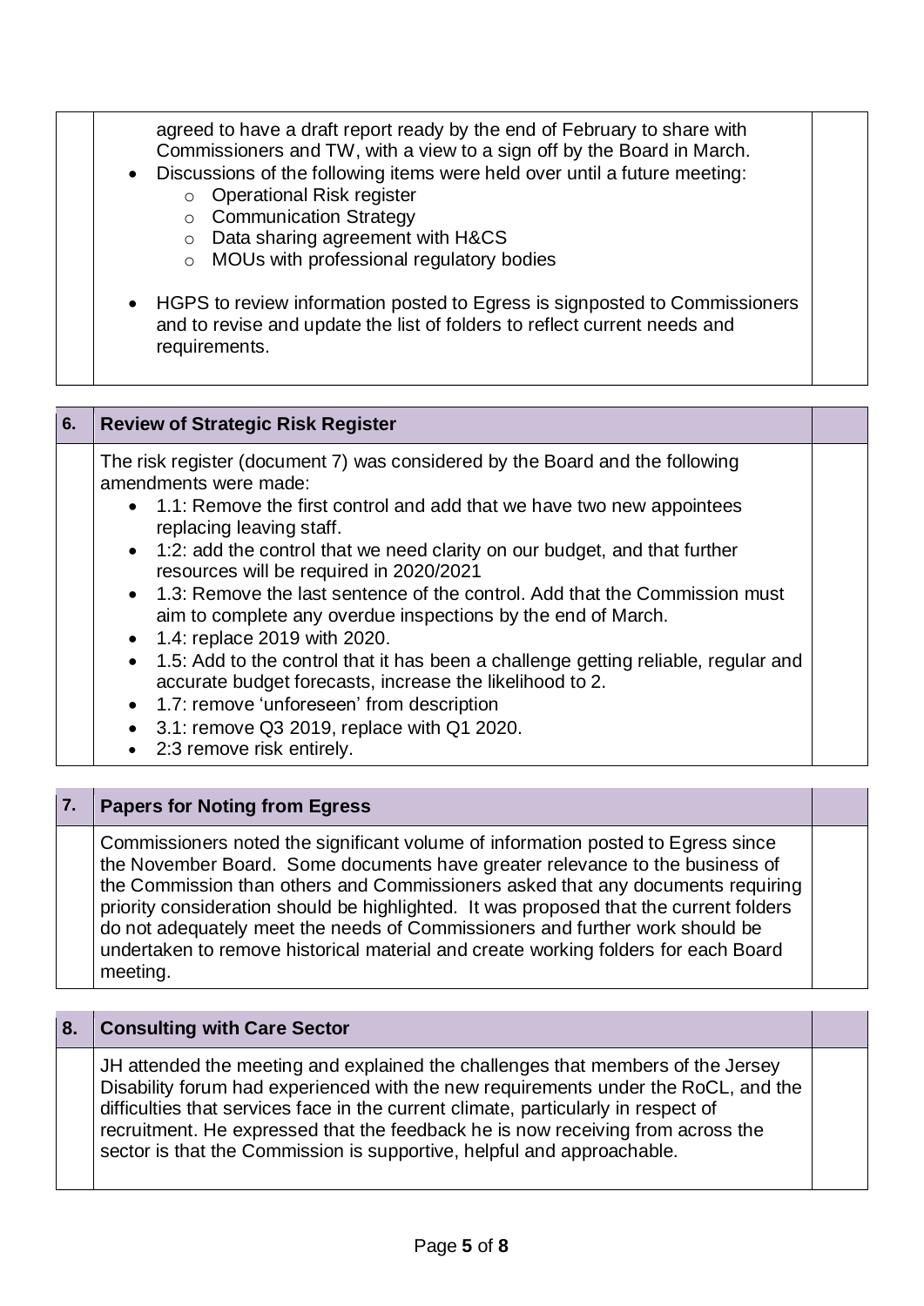agreed to have a draft report ready by the end of February to share with Commissioners and TW, with a view to a sign off by the Board in March.

- Discussions of the following items were held over until a future meeting:
    - Operational Risk register
    - Communication Strategy
    - Data sharing agreement with H&CS
    - MOUs with professional regulatory bodies

- HGPS to review information posted to Egress is signposted to Commissioners and to revise and update the list of folders to reflect current needs and requirements.

## 6. Review of Strategic Risk Register

The risk register (document 7) was considered by the Board and the following amendments were made:

- 1.1: Remove the first control and add that we have two new appointees replacing leaving staff.
- 1:2: add the control that we need clarity on our budget, and that further resources will be required in 2020/2021
- 1.3: Remove the last sentence of the control. Add that the Commission must aim to complete any overdue inspections by the end of March.
- 1.4: replace 2019 with 2020.
- 1.5: Add to the control that it has been a challenge getting reliable, regular and accurate budget forecasts, increase the likelihood to 2.
- 1.7: remove 'unforeseen' from description
- 3.1: remove Q3 2019, replace with Q1 2020.
- 2:3 remove risk entirely.

## 7. Papers for Noting from Egress

Commissioners noted the significant volume of information posted to Egress since the November Board. Some documents have greater relevance to the business of the Commission than others and Commissioners asked that any documents requiring priority consideration should be highlighted. It was proposed that the current folders do not adequately meet the needs of Commissioners and further work should be undertaken to remove historical material and create working folders for each Board meeting.

## 8. Consulting with Care Sector

JH attended the meeting and explained the challenges that members of the Jersey Disability forum had experienced with the new requirements under the RoCL, and the difficulties that services face in the current climate, particularly in respect of recruitment. He expressed that the feedback he is now receiving from across the sector is that the Commission is supportive, helpful and approachable.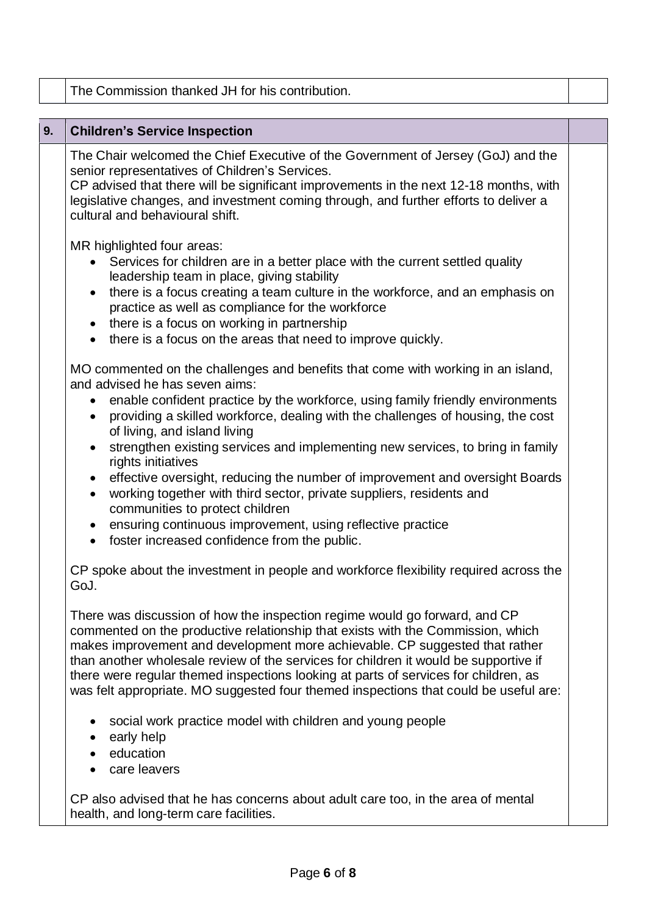The Commission thanked JH for his contribution.

## 9. Children's Service Inspection

The Chair welcomed the Chief Executive of the Government of Jersey (GoJ) and the senior representatives of Children's Services.
CP advised that there will be significant improvements in the next 12-18 months, with legislative changes, and investment coming through, and further efforts to deliver a cultural and behavioural shift.

MR highlighted four areas:

- Services for children are in a better place with the current settled quality leadership team in place, giving stability
- there is a focus creating a team culture in the workforce, and an emphasis on practice as well as compliance for the workforce
- there is a focus on working in partnership
- there is a focus on the areas that need to improve quickly.

MO commented on the challenges and benefits that come with working in an island, and advised he has seven aims:

- enable confident practice by the workforce, using family friendly environments
- providing a skilled workforce, dealing with the challenges of housing, the cost of living, and island living
- strengthen existing services and implementing new services, to bring in family rights initiatives
- effective oversight, reducing the number of improvement and oversight Boards
- working together with third sector, private suppliers, residents and communities to protect children
- ensuring continuous improvement, using reflective practice
- foster increased confidence from the public.

CP spoke about the investment in people and workforce flexibility required across the GoJ.

There was discussion of how the inspection regime would go forward, and CP commented on the productive relationship that exists with the Commission, which makes improvement and development more achievable. CP suggested that rather than another wholesale review of the services for children it would be supportive if there were regular themed inspections looking at parts of services for children, as was felt appropriate. MO suggested four themed inspections that could be useful are:

- social work practice model with children and young people
- early help
- education
- care leavers

CP also advised that he has concerns about adult care too, in the area of mental health, and long-term care facilities.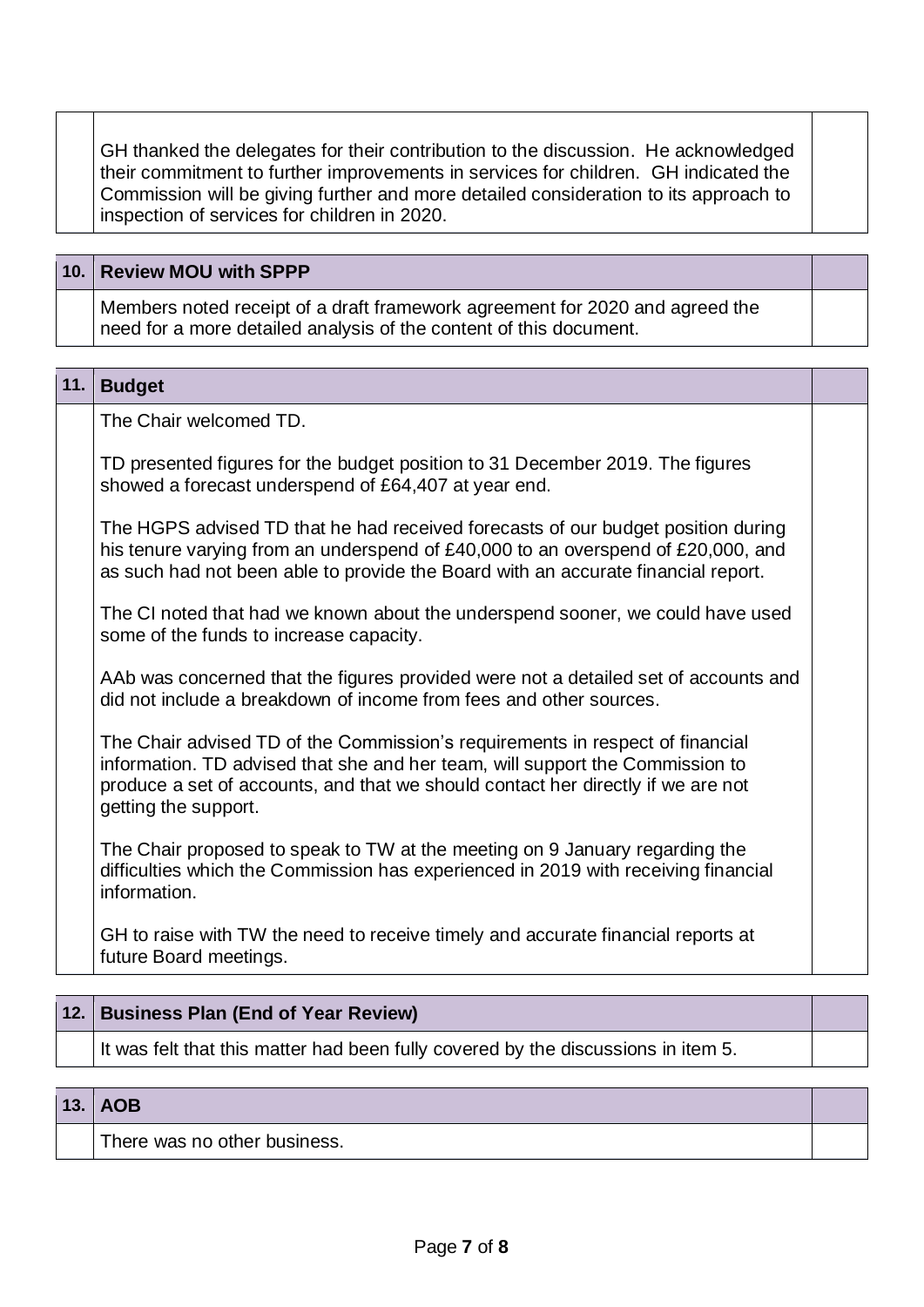| | | |
|---|---|---|
| | GH thanked the delegates for their contribution to the discussion. He acknowledged their commitment to further improvements in services for children. GH indicated the Commission will be giving further and more detailed consideration to its approach to inspection of services for children in 2020. | |

| 10. | Review MOU with SPPP | |
|---|---|---|
| | Members noted receipt of a draft framework agreement for 2020 and agreed the need for a more detailed analysis of the content of this document. | |

| 11. | Budget | |
|---|---|---|
| | The Chair welcomed TD.<br><br>TD presented figures for the budget position to 31 December 2019. The figures showed a forecast underspend of £64,407 at year end.<br><br>The HGPS advised TD that he had received forecasts of our budget position during his tenure varying from an underspend of £40,000 to an overspend of £20,000, and as such had not been able to provide the Board with an accurate financial report.<br><br>The CI noted that had we known about the underspend sooner, we could have used some of the funds to increase capacity.<br><br>AAb was concerned that the figures provided were not a detailed set of accounts and did not include a breakdown of income from fees and other sources.<br><br>The Chair advised TD of the Commission's requirements in respect of financial information. TD advised that she and her team, will support the Commission to produce a set of accounts, and that we should contact her directly if we are not getting the support.<br><br>The Chair proposed to speak to TW at the meeting on 9 January regarding the difficulties which the Commission has experienced in 2019 with receiving financial information.<br><br>GH to raise with TW the need to receive timely and accurate financial reports at future Board meetings. | |

| 12. | Business Plan (End of Year Review) | |
|---|---|---|
| | It was felt that this matter had been fully covered by the discussions in item 5. | |

| 13. | AOB | |
|---|---|---|
| | There was no other business. | |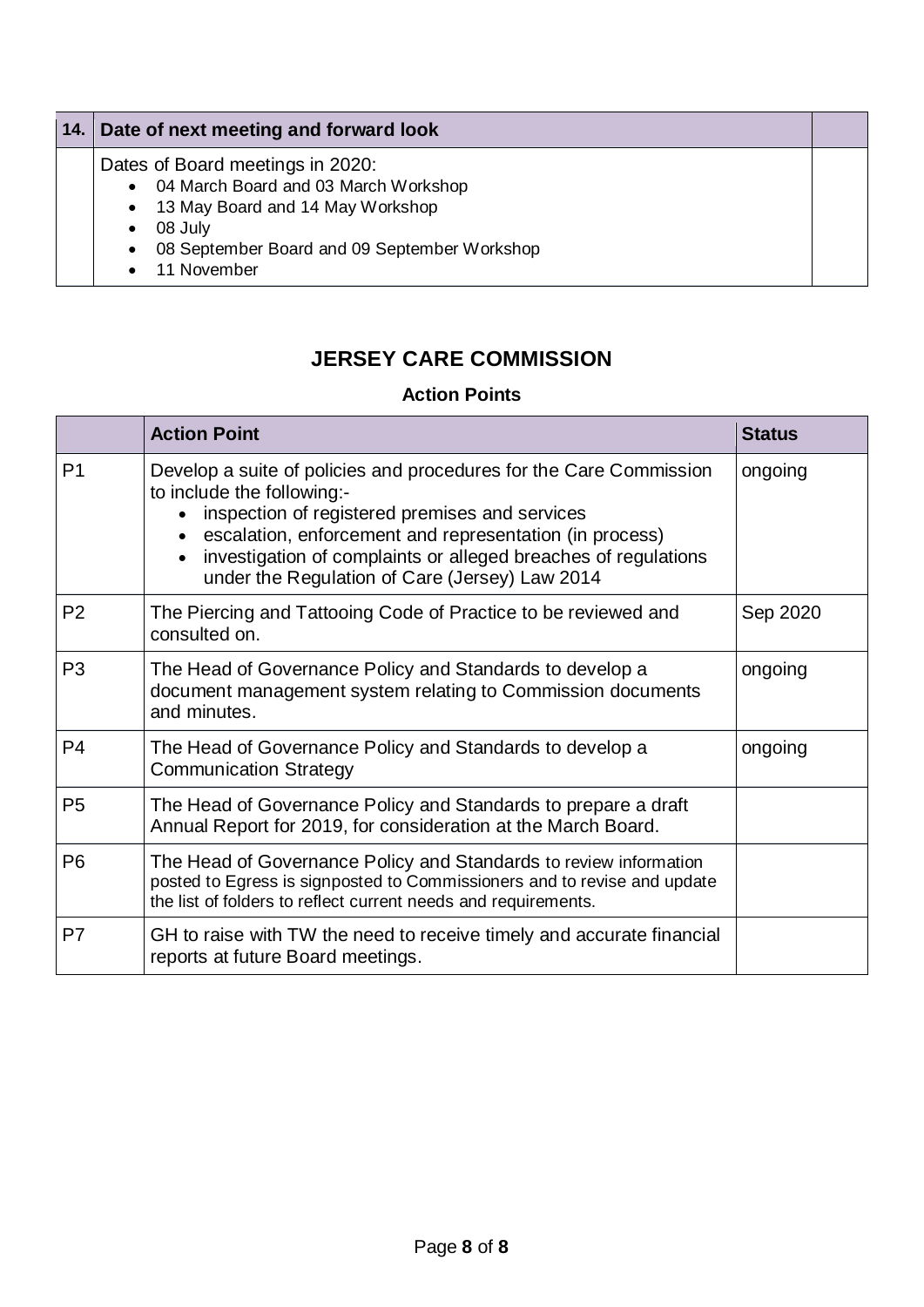| 14. | Date of next meeting and forward look | |
|---|---|---|
| | Dates of Board meetings in 2020:<br>• 04 March Board and 03 March Workshop<br>• 13 May Board and 14 May Workshop<br>• 08 July<br>• 08 September Board and 09 September Workshop<br>• 11 November | |

## JERSEY CARE COMMISSION

### Action Points

| | Action Point | Status |
|---|---|---|
| P1 | Develop a suite of policies and procedures for the Care Commission to include the following:-<br>• inspection of registered premises and services<br>• escalation, enforcement and representation (in process)<br>• investigation of complaints or alleged breaches of regulations under the Regulation of Care (Jersey) Law 2014 | ongoing |
| P2 | The Piercing and Tattooing Code of Practice to be reviewed and consulted on. | Sep 2020 |
| P3 | The Head of Governance Policy and Standards to develop a document management system relating to Commission documents and minutes. | ongoing |
| P4 | The Head of Governance Policy and Standards to develop a Communication Strategy | ongoing |
| P5 | The Head of Governance Policy and Standards to prepare a draft Annual Report for 2019, for consideration at the March Board. | |
| P6 | The Head of Governance Policy and Standards to review information posted to Egress is signposted to Commissioners and to revise and update the list of folders to reflect current needs and requirements. | |
| P7 | GH to raise with TW the need to receive timely and accurate financial reports at future Board meetings. | |